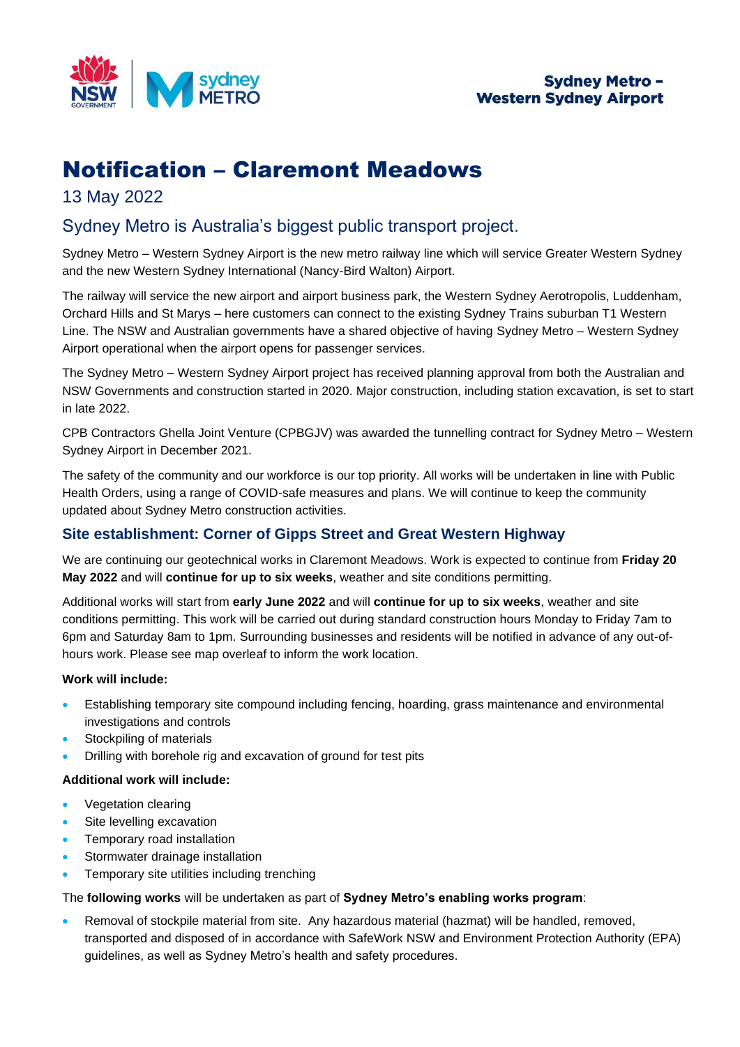Sydney Metro – Western Sydney Airport

# Notification – Claremont Meadows

13 May 2022

## Sydney Metro is Australia's biggest public transport project.

Sydney Metro – Western Sydney Airport is the new metro railway line which will service Greater Western Sydney and the new Western Sydney International (Nancy-Bird Walton) Airport.

The railway will service the new airport and airport business park, the Western Sydney Aerotropolis, Luddenham, Orchard Hills and St Marys – here customers can connect to the existing Sydney Trains suburban T1 Western Line. The NSW and Australian governments have a shared objective of having Sydney Metro – Western Sydney Airport operational when the airport opens for passenger services.

The Sydney Metro – Western Sydney Airport project has received planning approval from both the Australian and NSW Governments and construction started in 2020. Major construction, including station excavation, is set to start in late 2022.

CPB Contractors Ghella Joint Venture (CPBGJV) was awarded the tunnelling contract for Sydney Metro – Western Sydney Airport in December 2021.

The safety of the community and our workforce is our top priority. All works will be undertaken in line with Public Health Orders, using a range of COVID-safe measures and plans. We will continue to keep the community updated about Sydney Metro construction activities.

### Site establishment: Corner of Gipps Street and Great Western Highway

We are continuing our geotechnical works in Claremont Meadows. Work is expected to continue from **Friday 20 May 2022** and will **continue for up to six weeks**, weather and site conditions permitting.

Additional works will start from **early June 2022** and will **continue for up to six weeks**, weather and site conditions permitting. This work will be carried out during standard construction hours Monday to Friday 7am to 6pm and Saturday 8am to 1pm. Surrounding businesses and residents will be notified in advance of any out-of-hours work. Please see map overleaf to inform the work location.

**Work will include:**

- Establishing temporary site compound including fencing, hoarding, grass maintenance and environmental investigations and controls
- Stockpiling of materials
- Drilling with borehole rig and excavation of ground for test pits

**Additional work will include:**

- Vegetation clearing
- Site levelling excavation
- Temporary road installation
- Stormwater drainage installation
- Temporary site utilities including trenching

The **following works** will be undertaken as part of **Sydney Metro's enabling works program**:

- Removal of stockpile material from site. Any hazardous material (hazmat) will be handled, removed, transported and disposed of in accordance with SafeWork NSW and Environment Protection Authority (EPA) guidelines, as well as Sydney Metro's health and safety procedures.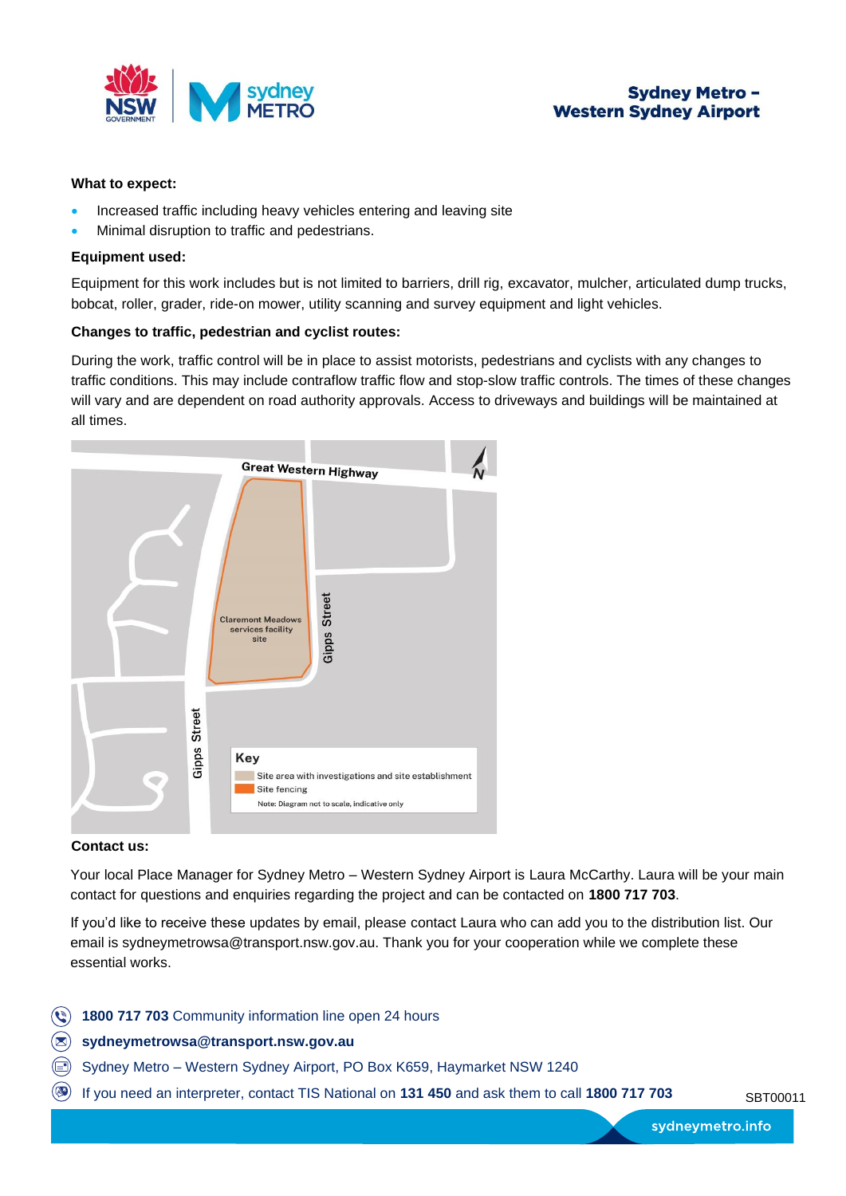**What to expect:**

- Increased traffic including heavy vehicles entering and leaving site
- Minimal disruption to traffic and pedestrians.

**Equipment used:**

Equipment for this work includes but is not limited to barriers, drill rig, excavator, mulcher, articulated dump trucks, bobcat, roller, grader, ride-on mower, utility scanning and survey equipment and light vehicles.

**Changes to traffic, pedestrian and cyclist routes:**

During the work, traffic control will be in place to assist motorists, pedestrians and cyclists with any changes to traffic conditions. This may include contraflow traffic flow and stop-slow traffic controls. The times of these changes will vary and are dependent on road authority approvals. Access to driveways and buildings will be maintained at all times.

Great Western Highway
N
Gipps Street
Claremont Meadows services facility site
Gipps Street
Key
Site area with investigations and site establishment
Site fencing
Note: Diagram not to scale, indicative only

**Contact us:**

Your local Place Manager for Sydney Metro – Western Sydney Airport is Laura McCarthy. Laura will be your main contact for questions and enquiries regarding the project and can be contacted on **1800 717 703**.

If you'd like to receive these updates by email, please contact Laura who can add you to the distribution list. Our email is sydneymetrowsa@transport.nsw.gov.au. Thank you for your cooperation while we complete these essential works.

- **1800 717 703** Community information line open 24 hours
- **sydneymetrowsa@transport.nsw.gov.au**
- Sydney Metro – Western Sydney Airport, PO Box K659, Haymarket NSW 1240
- If you need an interpreter, contact TIS National on **131 450** and ask them to call **1800 717 703**

SBT00011